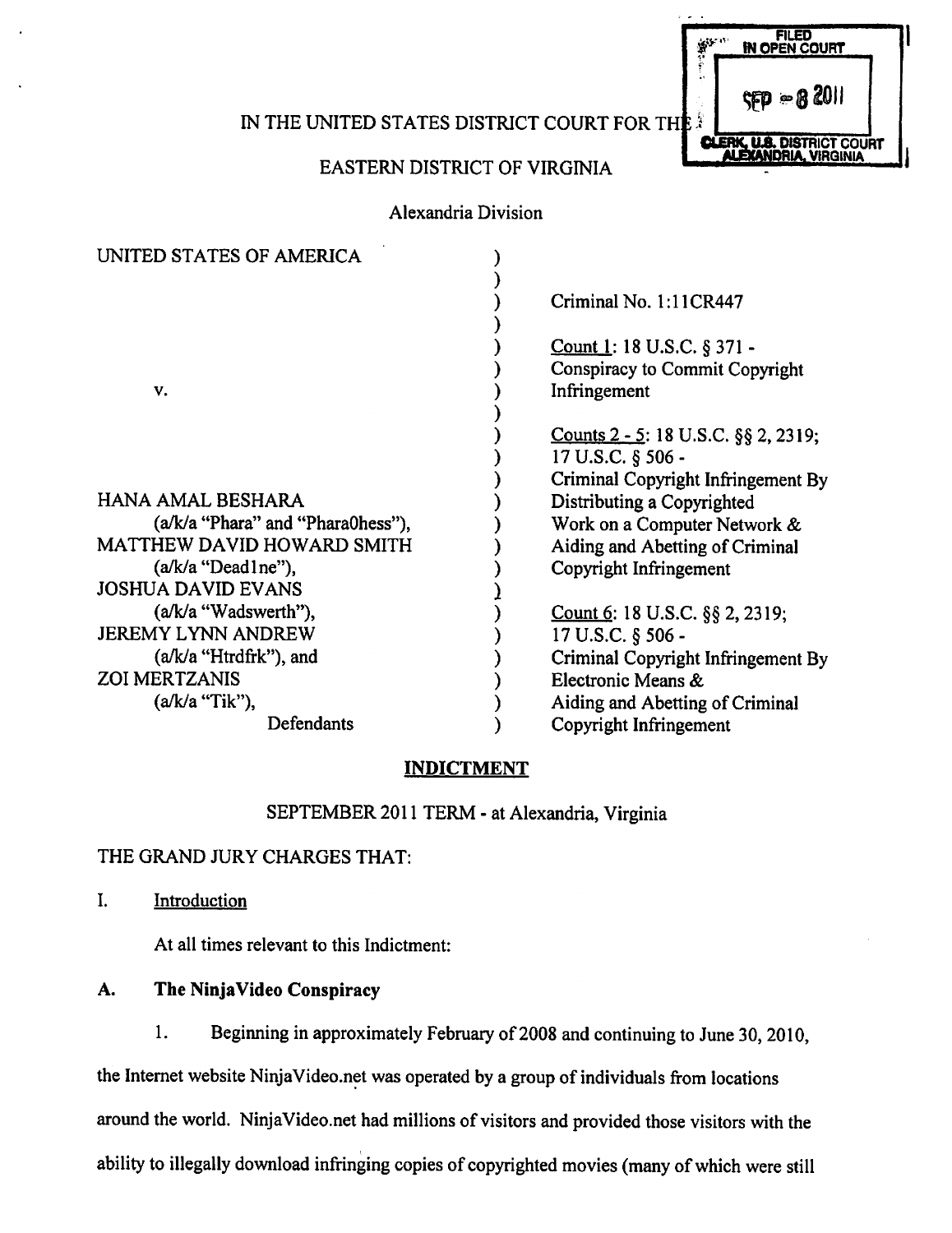FILED IN OPEN COURT

SEP - 8 2011

CLERK, U.S. DISTRICT COURT ALEXANDRIA, VIRGINIA

IN THE UNITED STATES DISTRICT COURT FOR THE

EASTERN DISTRICT OF VIRGINIA

Alexandria Division

| | | |
|---|---|---|
| UNITED STATES OF AMERICA | ) | Criminal No. 1:11CR447 |
| v. | ) | Count 1: 18 U.S.C. § 371 - Conspiracy to Commit Copyright Infringement |
| HANA AMAL BESHARA (a/k/a "Phara" and "Phara0hess"), MATTHEW DAVID HOWARD SMITH (a/k/a "Dead1ne"), JOSHUA DAVID EVANS (a/k/a "Wadswerth"), JEREMY LYNN ANDREW (a/k/a "Htrdfrk"), and ZOI MERTZANIS (a/k/a "Tik"), Defendants | ) | Counts 2 - 5: 18 U.S.C. §§ 2, 2319; 17 U.S.C. § 506 - Criminal Copyright Infringement By Distributing a Copyrighted Work on a Computer Network & Aiding and Abetting of Criminal Copyright Infringement |
| | ) | Count 6: 18 U.S.C. §§ 2, 2319; 17 U.S.C. § 506 - Criminal Copyright Infringement By Electronic Means & Aiding and Abetting of Criminal Copyright Infringement |

## INDICTMENT

SEPTEMBER 2011 TERM - at Alexandria, Virginia

THE GRAND JURY CHARGES THAT:

I. Introduction

At all times relevant to this Indictment:

### A. The NinjaVideo Conspiracy

1. Beginning in approximately February of 2008 and continuing to June 30, 2010, the Internet website NinjaVideo.net was operated by a group of individuals from locations around the world. NinjaVideo.net had millions of visitors and provided those visitors with the ability to illegally download infringing copies of copyrighted movies (many of which were still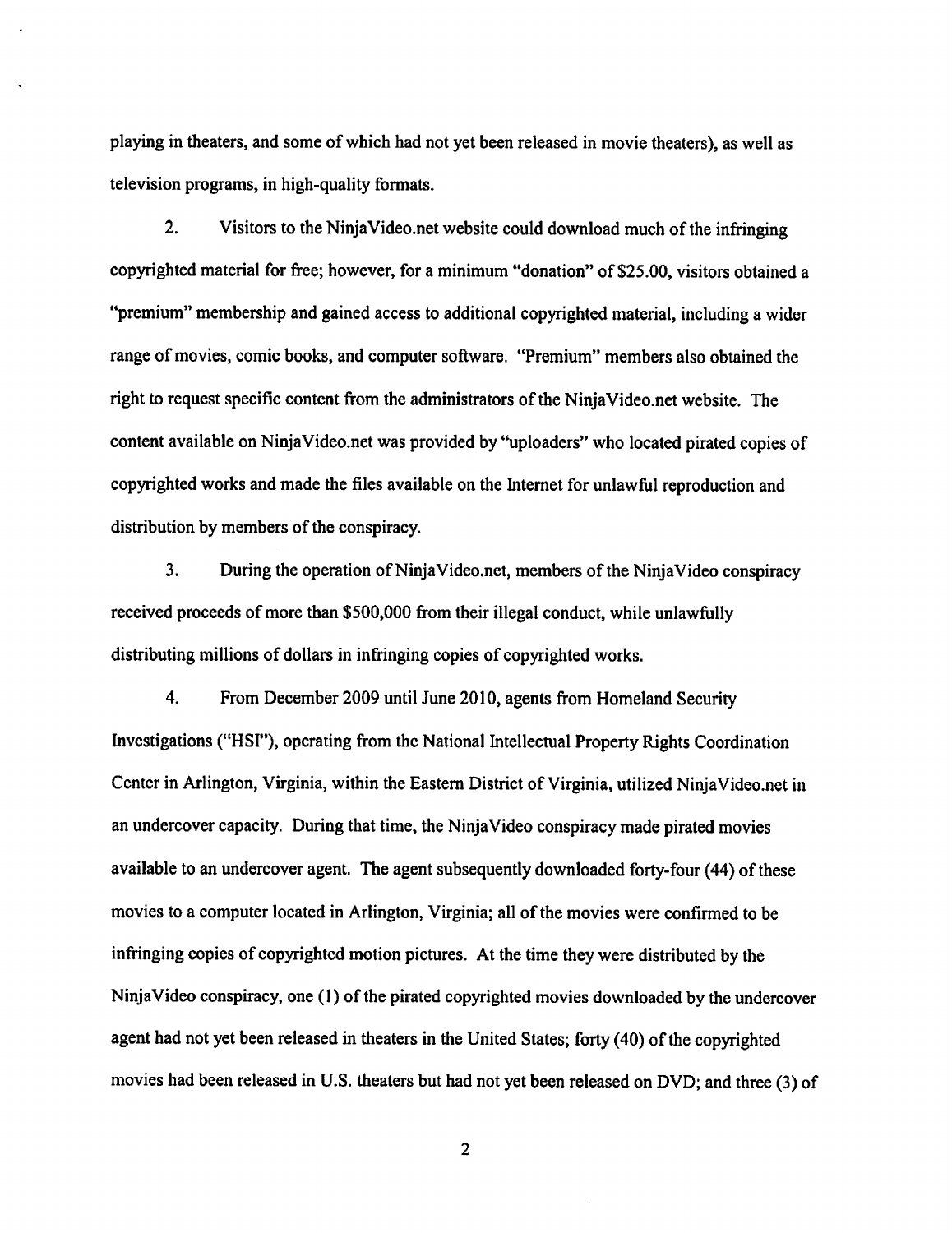playing in theaters, and some of which had not yet been released in movie theaters), as well as television programs, in high-quality formats.

2. Visitors to the NinjaVideo.net website could download much of the infringing copyrighted material for free; however, for a minimum "donation" of $25.00, visitors obtained a "premium" membership and gained access to additional copyrighted material, including a wider range of movies, comic books, and computer software. "Premium" members also obtained the right to request specific content from the administrators of the NinjaVideo.net website. The content available on NinjaVideo.net was provided by "uploaders" who located pirated copies of copyrighted works and made the files available on the Internet for unlawful reproduction and distribution by members of the conspiracy.

3. During the operation of NinjaVideo.net, members of the NinjaVideo conspiracy received proceeds of more than $500,000 from their illegal conduct, while unlawfully distributing millions of dollars in infringing copies of copyrighted works.

4. From December 2009 until June 2010, agents from Homeland Security Investigations ("HSI"), operating from the National Intellectual Property Rights Coordination Center in Arlington, Virginia, within the Eastern District of Virginia, utilized NinjaVideo.net in an undercover capacity. During that time, the NinjaVideo conspiracy made pirated movies available to an undercover agent. The agent subsequently downloaded forty-four (44) of these movies to a computer located in Arlington, Virginia; all of the movies were confirmed to be infringing copies of copyrighted motion pictures. At the time they were distributed by the NinjaVideo conspiracy, one (1) of the pirated copyrighted movies downloaded by the undercover agent had not yet been released in theaters in the United States; forty (40) of the copyrighted movies had been released in U.S. theaters but had not yet been released on DVD; and three (3) of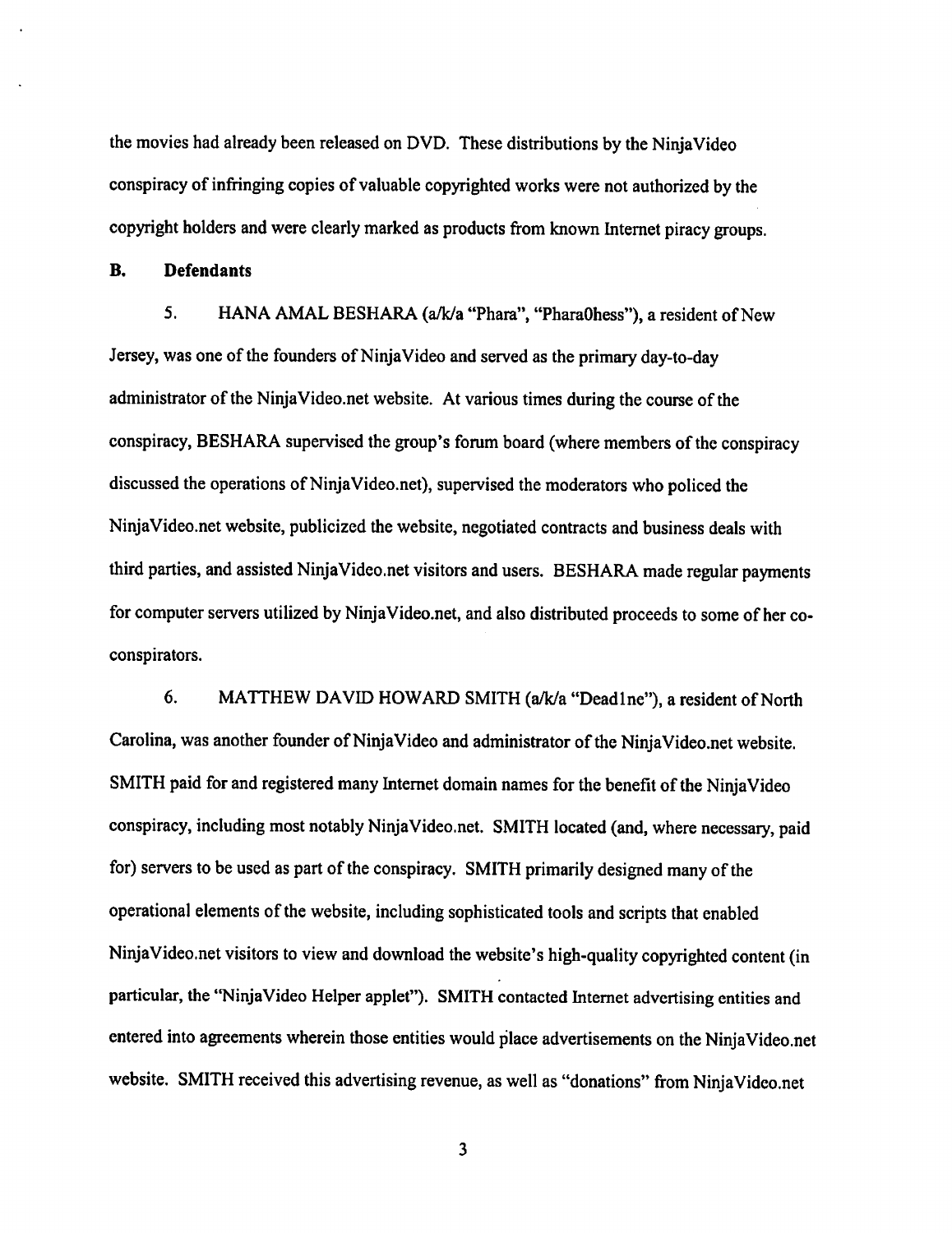the movies had already been released on DVD. These distributions by the NinjaVideo conspiracy of infringing copies of valuable copyrighted works were not authorized by the copyright holders and were clearly marked as products from known Internet piracy groups.

## B. Defendants

5. HANA AMAL BESHARA (a/k/a "Phara", "Phara0hess"), a resident of New Jersey, was one of the founders of NinjaVideo and served as the primary day-to-day administrator of the NinjaVideo.net website. At various times during the course of the conspiracy, BESHARA supervised the group's forum board (where members of the conspiracy discussed the operations of NinjaVideo.net), supervised the moderators who policed the NinjaVideo.net website, publicized the website, negotiated contracts and business deals with third parties, and assisted NinjaVideo.net visitors and users. BESHARA made regular payments for computer servers utilized by NinjaVideo.net, and also distributed proceeds to some of her co-conspirators.

6. MATTHEW DAVID HOWARD SMITH (a/k/a "Dead1ne"), a resident of North Carolina, was another founder of NinjaVideo and administrator of the NinjaVideo.net website. SMITH paid for and registered many Internet domain names for the benefit of the NinjaVideo conspiracy, including most notably NinjaVideo.net. SMITH located (and, where necessary, paid for) servers to be used as part of the conspiracy. SMITH primarily designed many of the operational elements of the website, including sophisticated tools and scripts that enabled NinjaVideo.net visitors to view and download the website's high-quality copyrighted content (in particular, the "NinjaVideo Helper applet"). SMITH contacted Internet advertising entities and entered into agreements wherein those entities would place advertisements on the NinjaVideo.net website. SMITH received this advertising revenue, as well as "donations" from NinjaVideo.net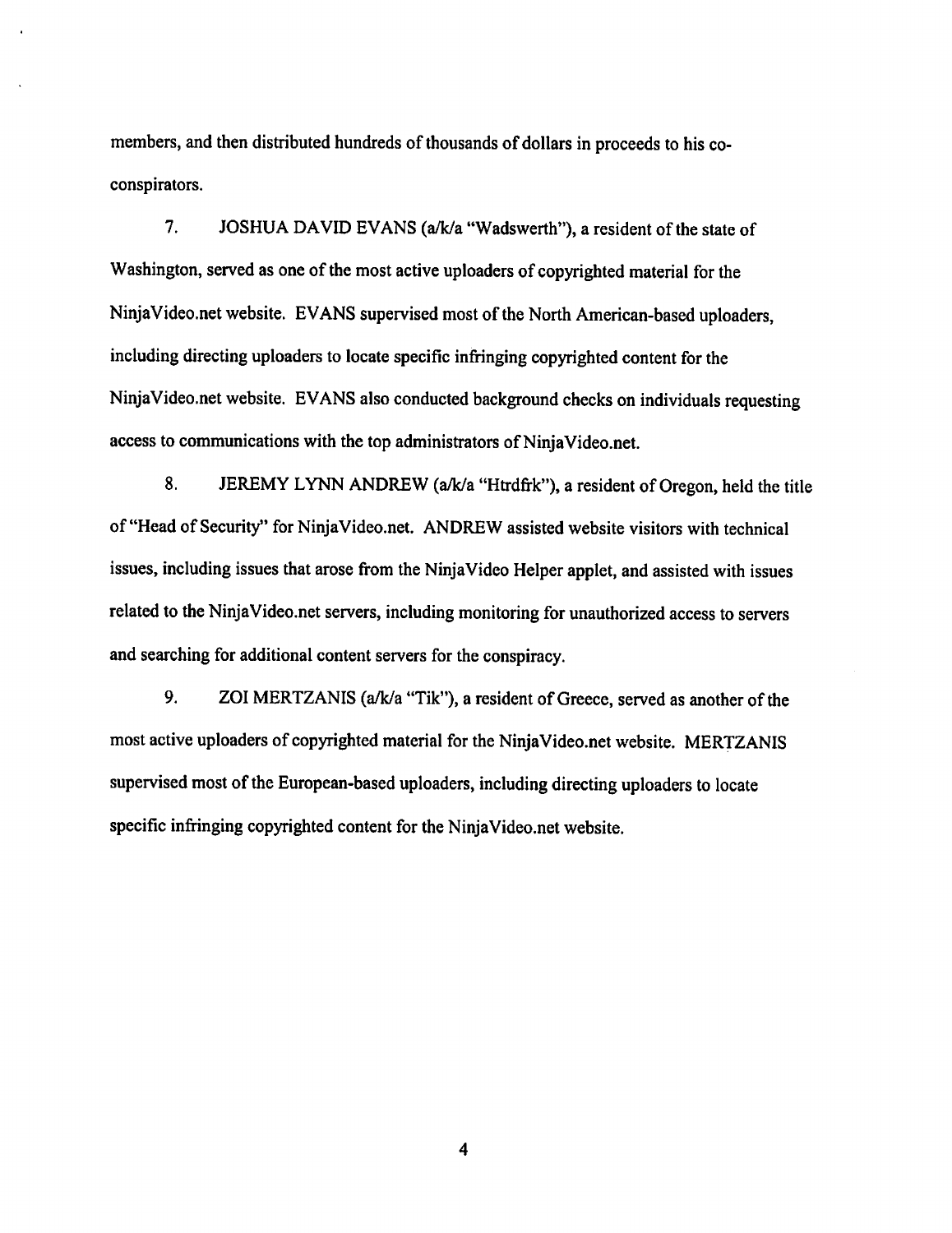members, and then distributed hundreds of thousands of dollars in proceeds to his co-conspirators.

7. JOSHUA DAVID EVANS (a/k/a "Wadswerth"), a resident of the state of Washington, served as one of the most active uploaders of copyrighted material for the NinjaVideo.net website. EVANS supervised most of the North American-based uploaders, including directing uploaders to locate specific infringing copyrighted content for the NinjaVideo.net website. EVANS also conducted background checks on individuals requesting access to communications with the top administrators of NinjaVideo.net.

8. JEREMY LYNN ANDREW (a/k/a "Htrdfrk"), a resident of Oregon, held the title of "Head of Security" for NinjaVideo.net. ANDREW assisted website visitors with technical issues, including issues that arose from the NinjaVideo Helper applet, and assisted with issues related to the NinjaVideo.net servers, including monitoring for unauthorized access to servers and searching for additional content servers for the conspiracy.

9. ZOI MERTZANIS (a/k/a "Tik"), a resident of Greece, served as another of the most active uploaders of copyrighted material for the NinjaVideo.net website. MERTZANIS supervised most of the European-based uploaders, including directing uploaders to locate specific infringing copyrighted content for the NinjaVideo.net website.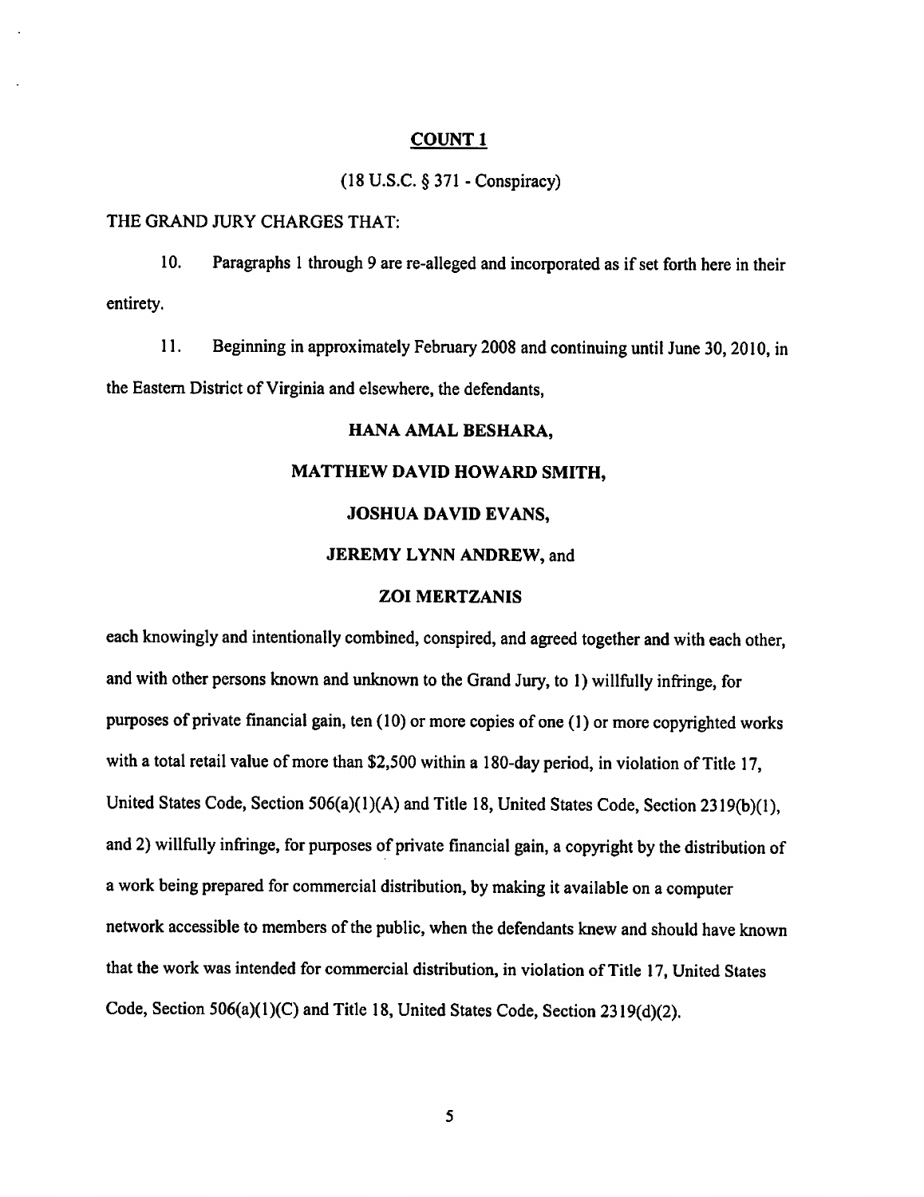## COUNT 1

(18 U.S.C. § 371 - Conspiracy)

THE GRAND JURY CHARGES THAT:

10. Paragraphs 1 through 9 are re-alleged and incorporated as if set forth here in their entirety.

11. Beginning in approximately February 2008 and continuing until June 30, 2010, in the Eastern District of Virginia and elsewhere, the defendants,

**HANA AMAL BESHARA,**

**MATTHEW DAVID HOWARD SMITH,**

**JOSHUA DAVID EVANS,**

**JEREMY LYNN ANDREW,** and

**ZOI MERTZANIS**

each knowingly and intentionally combined, conspired, and agreed together and with each other, and with other persons known and unknown to the Grand Jury, to 1) willfully infringe, for purposes of private financial gain, ten (10) or more copies of one (1) or more copyrighted works with a total retail value of more than $2,500 within a 180-day period, in violation of Title 17, United States Code, Section 506(a)(1)(A) and Title 18, United States Code, Section 2319(b)(1), and 2) willfully infringe, for purposes of private financial gain, a copyright by the distribution of a work being prepared for commercial distribution, by making it available on a computer network accessible to members of the public, when the defendants knew and should have known that the work was intended for commercial distribution, in violation of Title 17, United States Code, Section 506(a)(1)(C) and Title 18, United States Code, Section 2319(d)(2).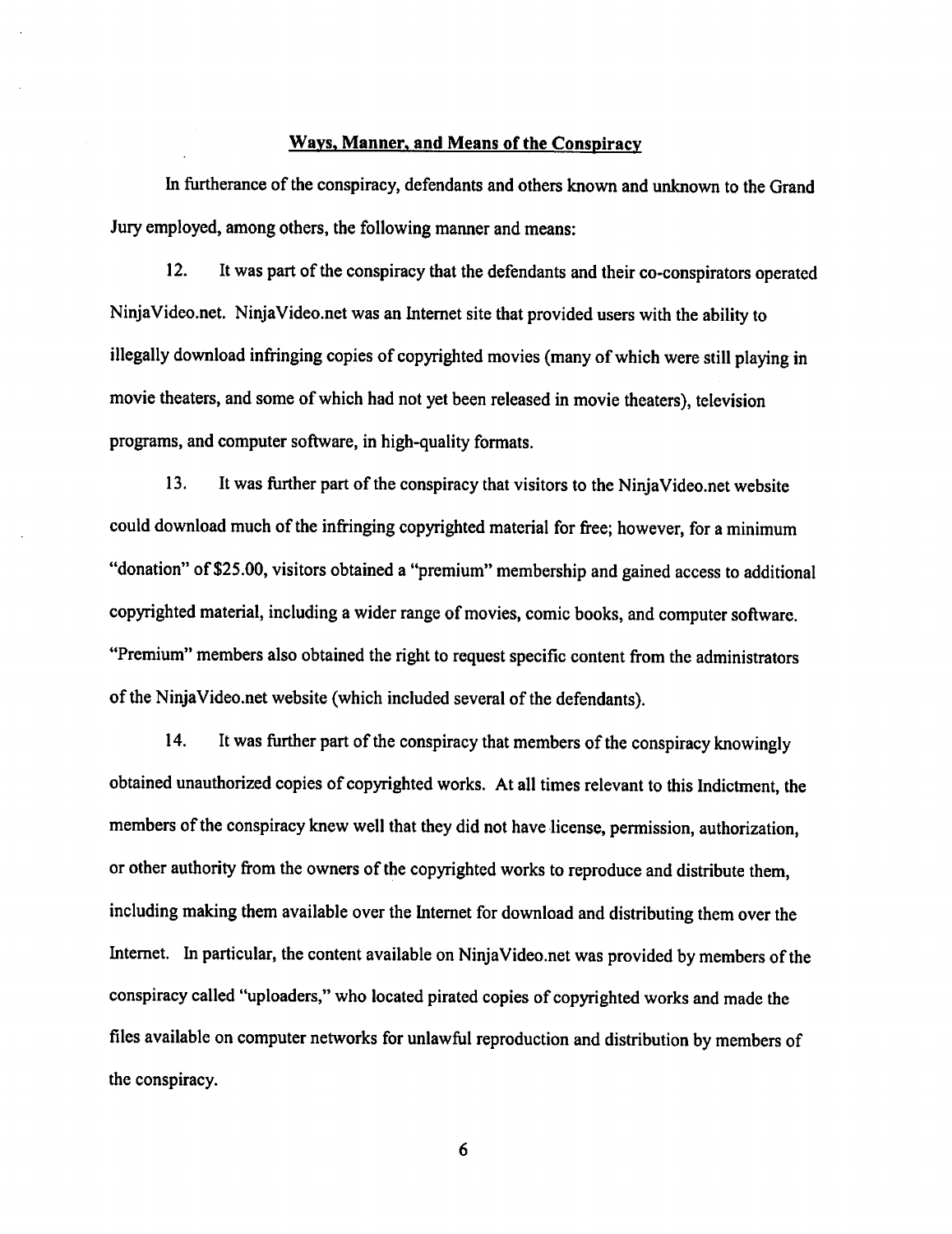## Ways, Manner, and Means of the Conspiracy

In furtherance of the conspiracy, defendants and others known and unknown to the Grand Jury employed, among others, the following manner and means:

12. It was part of the conspiracy that the defendants and their co-conspirators operated NinjaVideo.net. NinjaVideo.net was an Internet site that provided users with the ability to illegally download infringing copies of copyrighted movies (many of which were still playing in movie theaters, and some of which had not yet been released in movie theaters), television programs, and computer software, in high-quality formats.

13. It was further part of the conspiracy that visitors to the NinjaVideo.net website could download much of the infringing copyrighted material for free; however, for a minimum "donation" of $25.00, visitors obtained a "premium" membership and gained access to additional copyrighted material, including a wider range of movies, comic books, and computer software. "Premium" members also obtained the right to request specific content from the administrators of the NinjaVideo.net website (which included several of the defendants).

14. It was further part of the conspiracy that members of the conspiracy knowingly obtained unauthorized copies of copyrighted works. At all times relevant to this Indictment, the members of the conspiracy knew well that they did not have license, permission, authorization, or other authority from the owners of the copyrighted works to reproduce and distribute them, including making them available over the Internet for download and distributing them over the Internet. In particular, the content available on NinjaVideo.net was provided by members of the conspiracy called "uploaders," who located pirated copies of copyrighted works and made the files available on computer networks for unlawful reproduction and distribution by members of the conspiracy.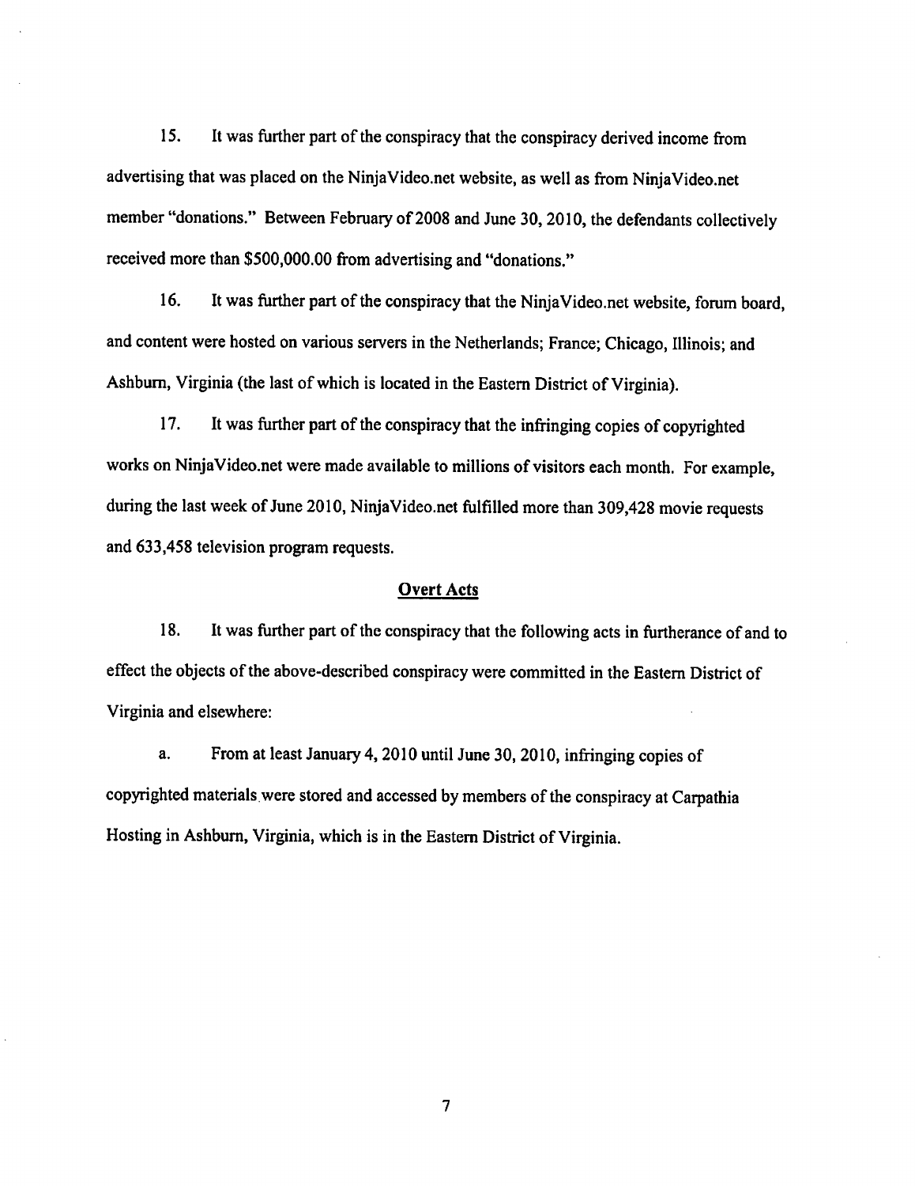15. It was further part of the conspiracy that the conspiracy derived income from advertising that was placed on the NinjaVideo.net website, as well as from NinjaVideo.net member "donations." Between February of 2008 and June 30, 2010, the defendants collectively received more than $500,000.00 from advertising and "donations."

16. It was further part of the conspiracy that the NinjaVideo.net website, forum board, and content were hosted on various servers in the Netherlands; France; Chicago, Illinois; and Ashburn, Virginia (the last of which is located in the Eastern District of Virginia).

17. It was further part of the conspiracy that the infringing copies of copyrighted works on NinjaVideo.net were made available to millions of visitors each month. For example, during the last week of June 2010, NinjaVideo.net fulfilled more than 309,428 movie requests and 633,458 television program requests.

## Overt Acts

18. It was further part of the conspiracy that the following acts in furtherance of and to effect the objects of the above-described conspiracy were committed in the Eastern District of Virginia and elsewhere:

a. From at least January 4, 2010 until June 30, 2010, infringing copies of copyrighted materials were stored and accessed by members of the conspiracy at Carpathia Hosting in Ashburn, Virginia, which is in the Eastern District of Virginia.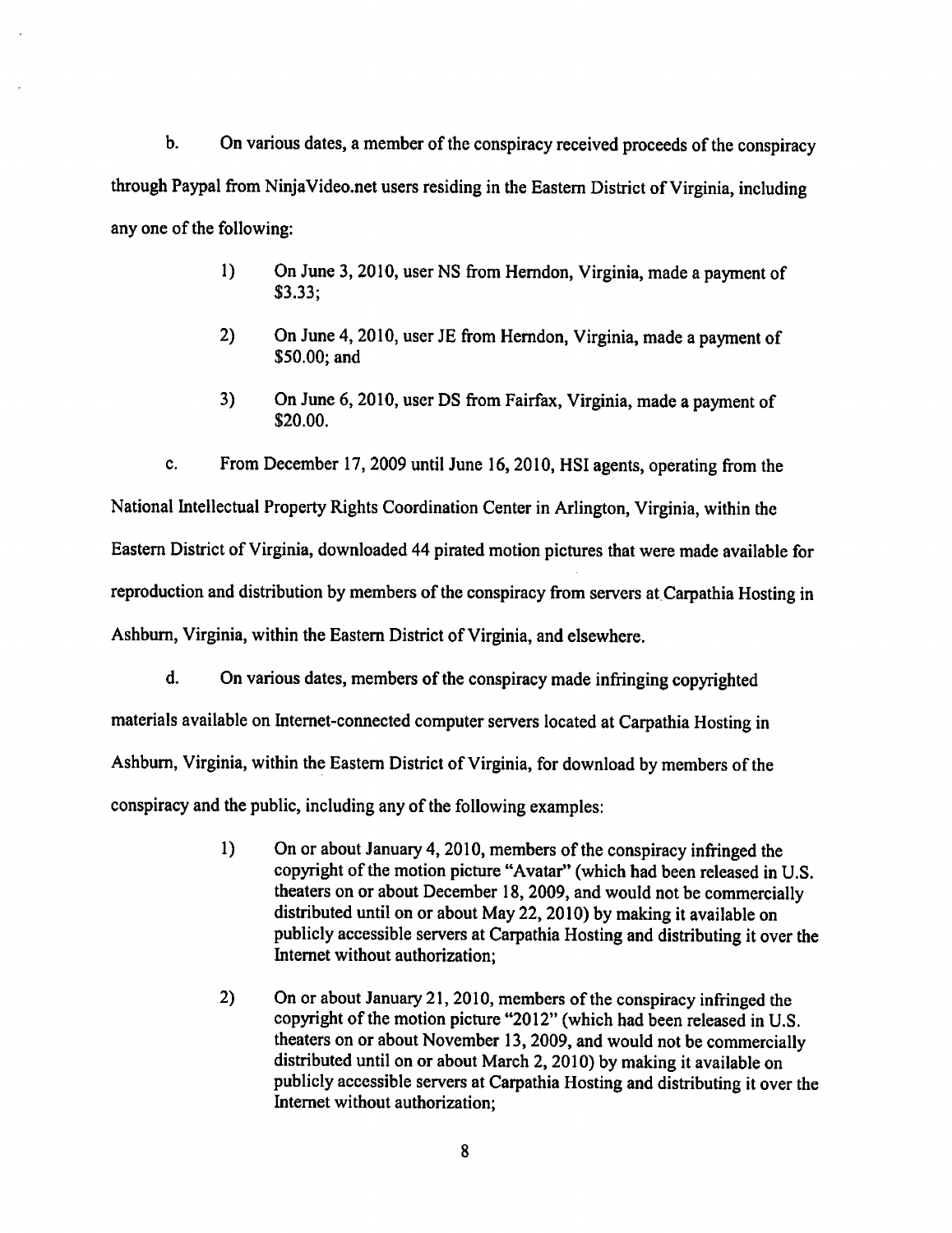b. On various dates, a member of the conspiracy received proceeds of the conspiracy through Paypal from NinjaVideo.net users residing in the Eastern District of Virginia, including any one of the following:

> 1) On June 3, 2010, user NS from Herndon, Virginia, made a payment of $3.33;
>
> 2) On June 4, 2010, user JE from Herndon, Virginia, made a payment of $50.00; and
>
> 3) On June 6, 2010, user DS from Fairfax, Virginia, made a payment of $20.00.

c. From December 17, 2009 until June 16, 2010, HSI agents, operating from the National Intellectual Property Rights Coordination Center in Arlington, Virginia, within the Eastern District of Virginia, downloaded 44 pirated motion pictures that were made available for reproduction and distribution by members of the conspiracy from servers at Carpathia Hosting in Ashburn, Virginia, within the Eastern District of Virginia, and elsewhere.

d. On various dates, members of the conspiracy made infringing copyrighted materials available on Internet-connected computer servers located at Carpathia Hosting in Ashburn, Virginia, within the Eastern District of Virginia, for download by members of the conspiracy and the public, including any of the following examples:

> 1) On or about January 4, 2010, members of the conspiracy infringed the copyright of the motion picture "Avatar" (which had been released in U.S. theaters on or about December 18, 2009, and would not be commercially distributed until on or about May 22, 2010) by making it available on publicly accessible servers at Carpathia Hosting and distributing it over the Internet without authorization;
>
> 2) On or about January 21, 2010, members of the conspiracy infringed the copyright of the motion picture "2012" (which had been released in U.S. theaters on or about November 13, 2009, and would not be commercially distributed until on or about March 2, 2010) by making it available on publicly accessible servers at Carpathia Hosting and distributing it over the Internet without authorization;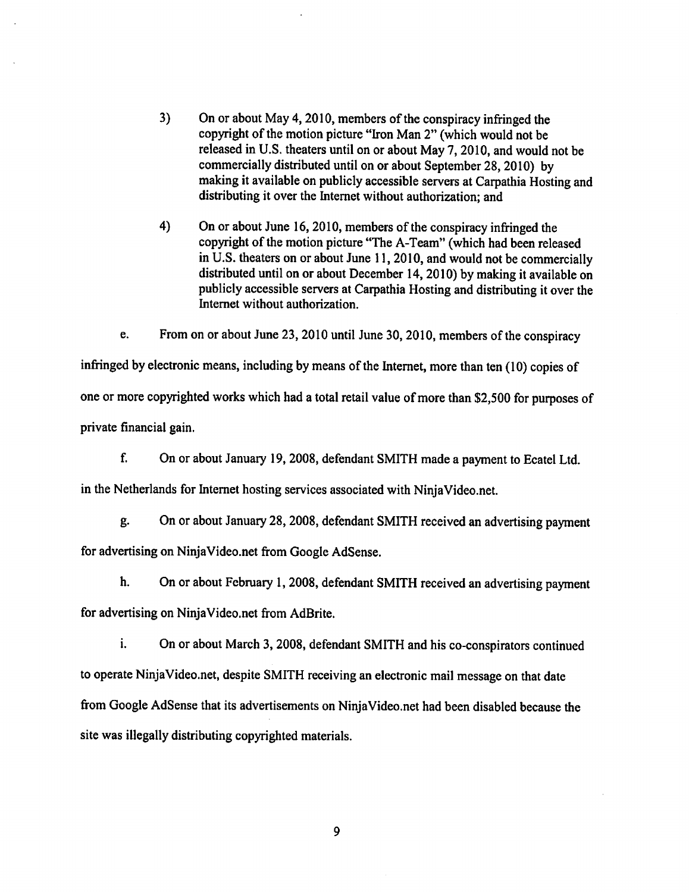3) On or about May 4, 2010, members of the conspiracy infringed the copyright of the motion picture "Iron Man 2" (which would not be released in U.S. theaters until on or about May 7, 2010, and would not be commercially distributed until on or about September 28, 2010) by making it available on publicly accessible servers at Carpathia Hosting and distributing it over the Internet without authorization; and

4) On or about June 16, 2010, members of the conspiracy infringed the copyright of the motion picture "The A-Team" (which had been released in U.S. theaters on or about June 11, 2010, and would not be commercially distributed until on or about December 14, 2010) by making it available on publicly accessible servers at Carpathia Hosting and distributing it over the Internet without authorization.

e. From on or about June 23, 2010 until June 30, 2010, members of the conspiracy infringed by electronic means, including by means of the Internet, more than ten (10) copies of one or more copyrighted works which had a total retail value of more than $2,500 for purposes of private financial gain.

f. On or about January 19, 2008, defendant SMITH made a payment to Ecatel Ltd. in the Netherlands for Internet hosting services associated with NinjaVideo.net.

g. On or about January 28, 2008, defendant SMITH received an advertising payment for advertising on NinjaVideo.net from Google AdSense.

h. On or about February 1, 2008, defendant SMITH received an advertising payment for advertising on NinjaVideo.net from AdBrite.

i. On or about March 3, 2008, defendant SMITH and his co-conspirators continued to operate NinjaVideo.net, despite SMITH receiving an electronic mail message on that date from Google AdSense that its advertisements on NinjaVideo.net had been disabled because the site was illegally distributing copyrighted materials.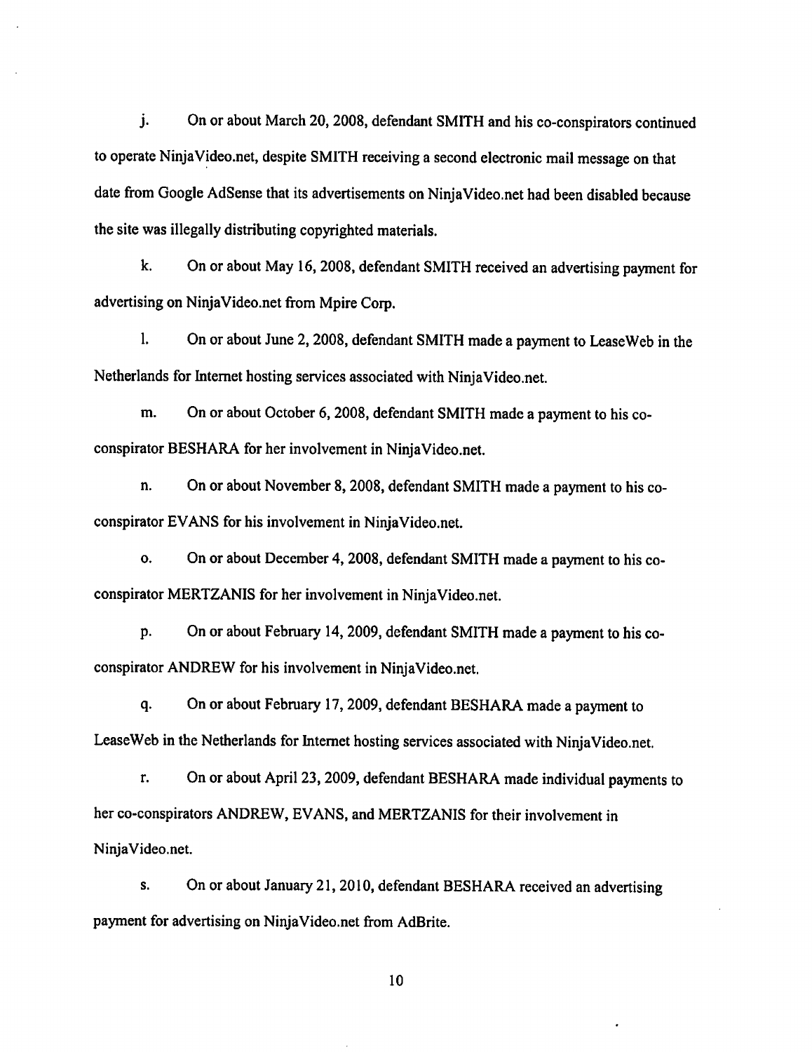j. On or about March 20, 2008, defendant SMITH and his co-conspirators continued to operate NinjaVideo.net, despite SMITH receiving a second electronic mail message on that date from Google AdSense that its advertisements on NinjaVideo.net had been disabled because the site was illegally distributing copyrighted materials.

k. On or about May 16, 2008, defendant SMITH received an advertising payment for advertising on NinjaVideo.net from Mpire Corp.

l. On or about June 2, 2008, defendant SMITH made a payment to LeaseWeb in the Netherlands for Internet hosting services associated with NinjaVideo.net.

m. On or about October 6, 2008, defendant SMITH made a payment to his co-conspirator BESHARA for her involvement in NinjaVideo.net.

n. On or about November 8, 2008, defendant SMITH made a payment to his co-conspirator EVANS for his involvement in NinjaVideo.net.

o. On or about December 4, 2008, defendant SMITH made a payment to his co-conspirator MERTZANIS for her involvement in NinjaVideo.net.

p. On or about February 14, 2009, defendant SMITH made a payment to his co-conspirator ANDREW for his involvement in NinjaVideo.net.

q. On or about February 17, 2009, defendant BESHARA made a payment to LeaseWeb in the Netherlands for Internet hosting services associated with NinjaVideo.net.

r. On or about April 23, 2009, defendant BESHARA made individual payments to her co-conspirators ANDREW, EVANS, and MERTZANIS for their involvement in NinjaVideo.net.

s. On or about January 21, 2010, defendant BESHARA received an advertising payment for advertising on NinjaVideo.net from AdBrite.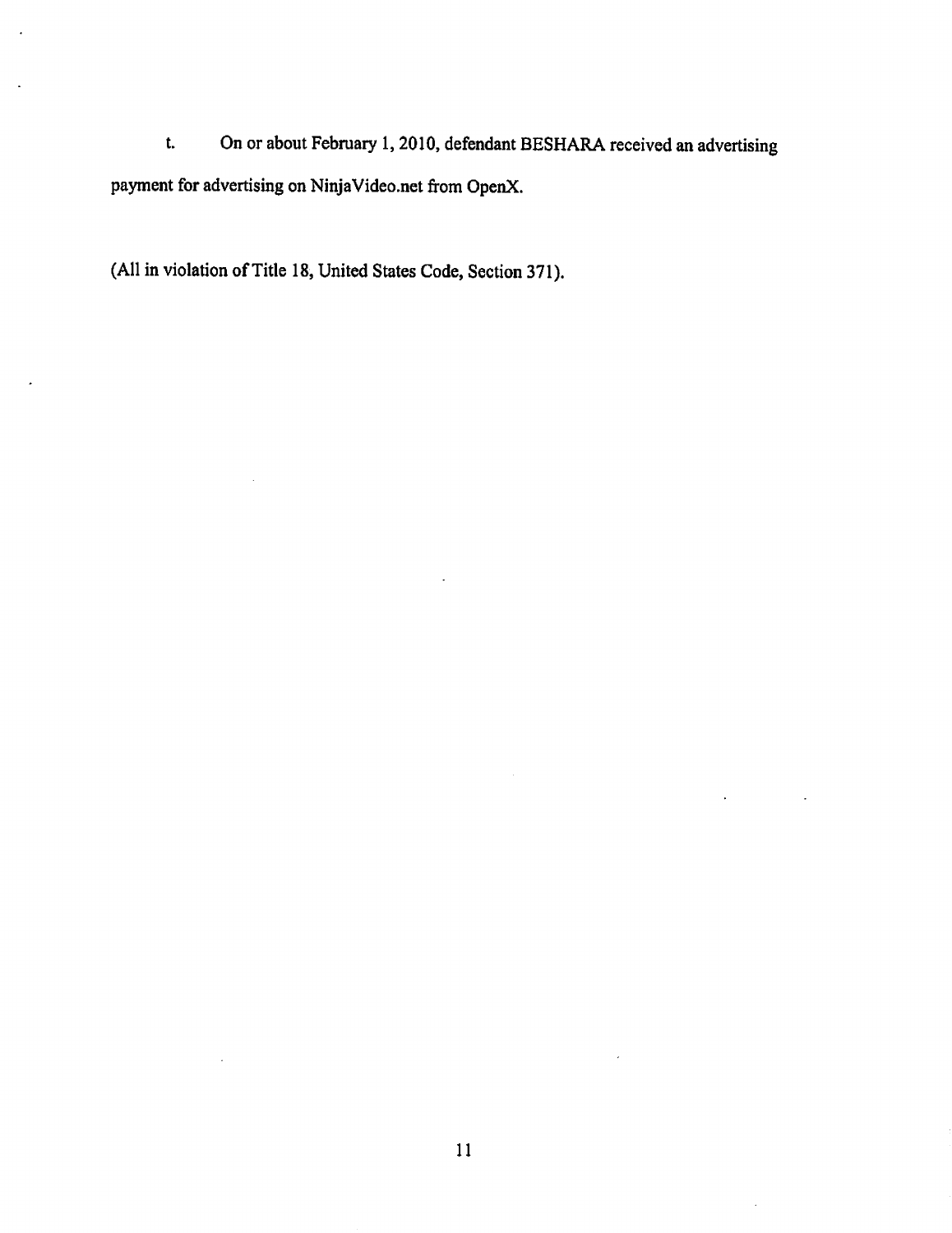t. On or about February 1, 2010, defendant BESHARA received an advertising payment for advertising on NinjaVideo.net from OpenX.

(All in violation of Title 18, United States Code, Section 371).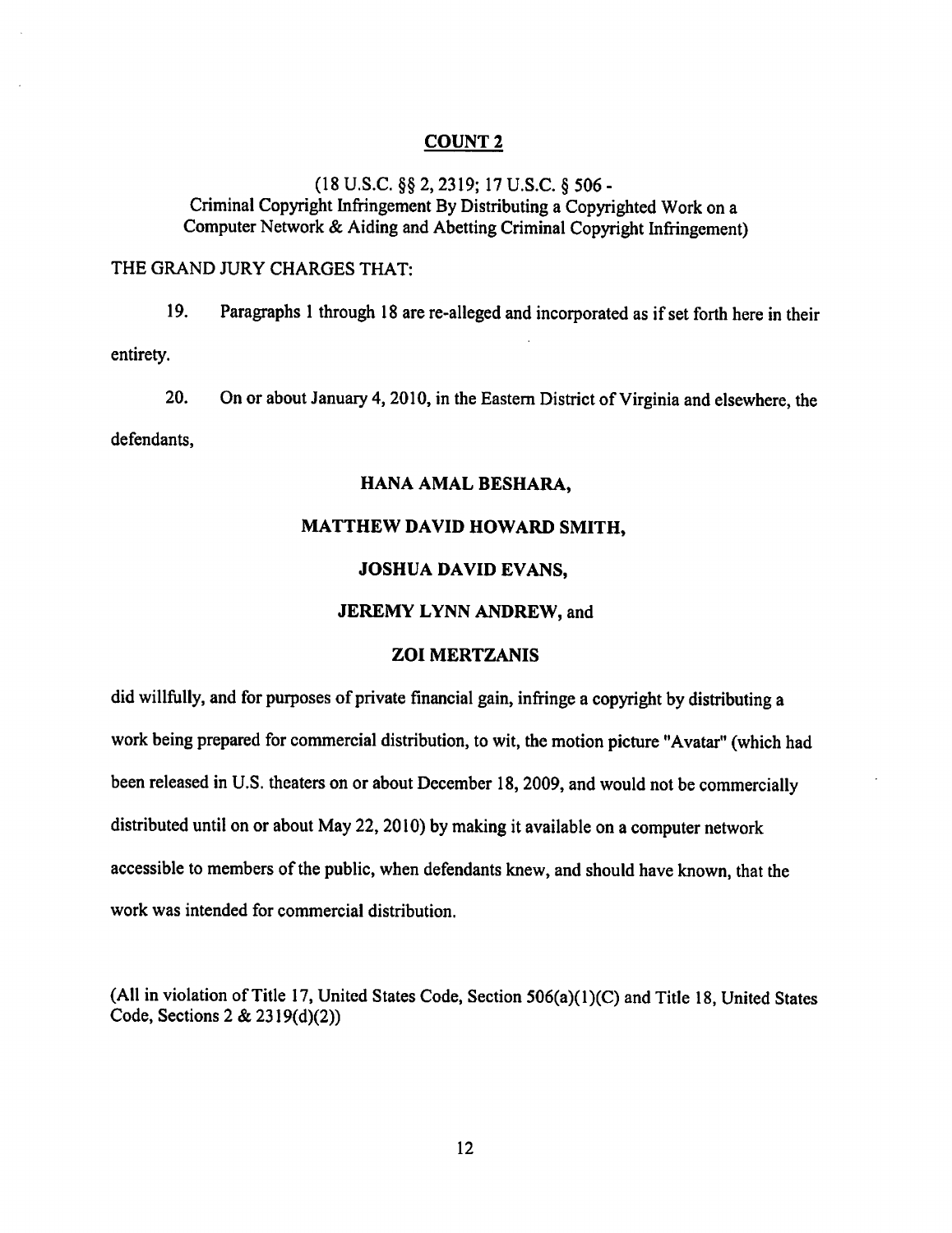## COUNT 2

(18 U.S.C. §§ 2, 2319; 17 U.S.C. § 506 -
Criminal Copyright Infringement By Distributing a Copyrighted Work on a Computer Network & Aiding and Abetting Criminal Copyright Infringement)

THE GRAND JURY CHARGES THAT:

19. Paragraphs 1 through 18 are re-alleged and incorporated as if set forth here in their entirety.

20. On or about January 4, 2010, in the Eastern District of Virginia and elsewhere, the defendants,

**HANA AMAL BESHARA,**

**MATTHEW DAVID HOWARD SMITH,**

**JOSHUA DAVID EVANS,**

**JEREMY LYNN ANDREW,** and

**ZOI MERTZANIS**

did willfully, and for purposes of private financial gain, infringe a copyright by distributing a work being prepared for commercial distribution, to wit, the motion picture "Avatar" (which had been released in U.S. theaters on or about December 18, 2009, and would not be commercially distributed until on or about May 22, 2010) by making it available on a computer network accessible to members of the public, when defendants knew, and should have known, that the work was intended for commercial distribution.

(All in violation of Title 17, United States Code, Section 506(a)(1)(C) and Title 18, United States Code, Sections 2 & 2319(d)(2))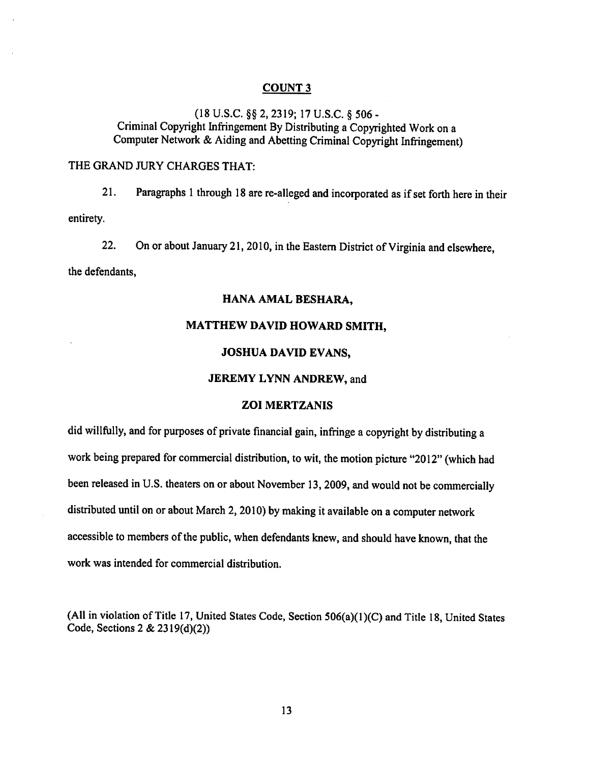## COUNT 3

(18 U.S.C. §§ 2, 2319; 17 U.S.C. § 506 -
Criminal Copyright Infringement By Distributing a Copyrighted Work on a Computer Network & Aiding and Abetting Criminal Copyright Infringement)

THE GRAND JURY CHARGES THAT:

21. Paragraphs 1 through 18 are re-alleged and incorporated as if set forth here in their entirety.

22. On or about January 21, 2010, in the Eastern District of Virginia and elsewhere, the defendants,

**HANA AMAL BESHARA,**

**MATTHEW DAVID HOWARD SMITH,**

**JOSHUA DAVID EVANS,**

**JEREMY LYNN ANDREW,** and

**ZOI MERTZANIS**

did willfully, and for purposes of private financial gain, infringe a copyright by distributing a work being prepared for commercial distribution, to wit, the motion picture "2012" (which had been released in U.S. theaters on or about November 13, 2009, and would not be commercially distributed until on or about March 2, 2010) by making it available on a computer network accessible to members of the public, when defendants knew, and should have known, that the work was intended for commercial distribution.

(All in violation of Title 17, United States Code, Section 506(a)(1)(C) and Title 18, United States Code, Sections 2 & 2319(d)(2))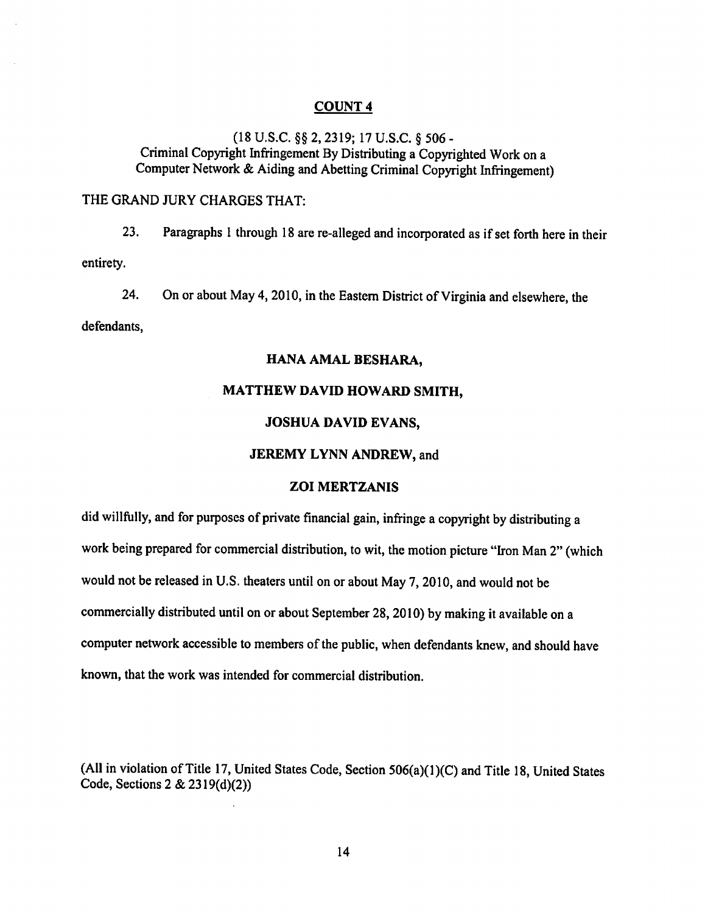## COUNT 4

(18 U.S.C. §§ 2, 2319; 17 U.S.C. § 506 -
Criminal Copyright Infringement By Distributing a Copyrighted Work on a Computer Network & Aiding and Abetting Criminal Copyright Infringement)

THE GRAND JURY CHARGES THAT:

23. Paragraphs 1 through 18 are re-alleged and incorporated as if set forth here in their entirety.

24. On or about May 4, 2010, in the Eastern District of Virginia and elsewhere, the defendants,

**HANA AMAL BESHARA,**

**MATTHEW DAVID HOWARD SMITH,**

**JOSHUA DAVID EVANS,**

**JEREMY LYNN ANDREW,** and

**ZOI MERTZANIS**

did willfully, and for purposes of private financial gain, infringe a copyright by distributing a work being prepared for commercial distribution, to wit, the motion picture "Iron Man 2" (which would not be released in U.S. theaters until on or about May 7, 2010, and would not be commercially distributed until on or about September 28, 2010) by making it available on a computer network accessible to members of the public, when defendants knew, and should have known, that the work was intended for commercial distribution.

(All in violation of Title 17, United States Code, Section 506(a)(1)(C) and Title 18, United States Code, Sections 2 & 2319(d)(2))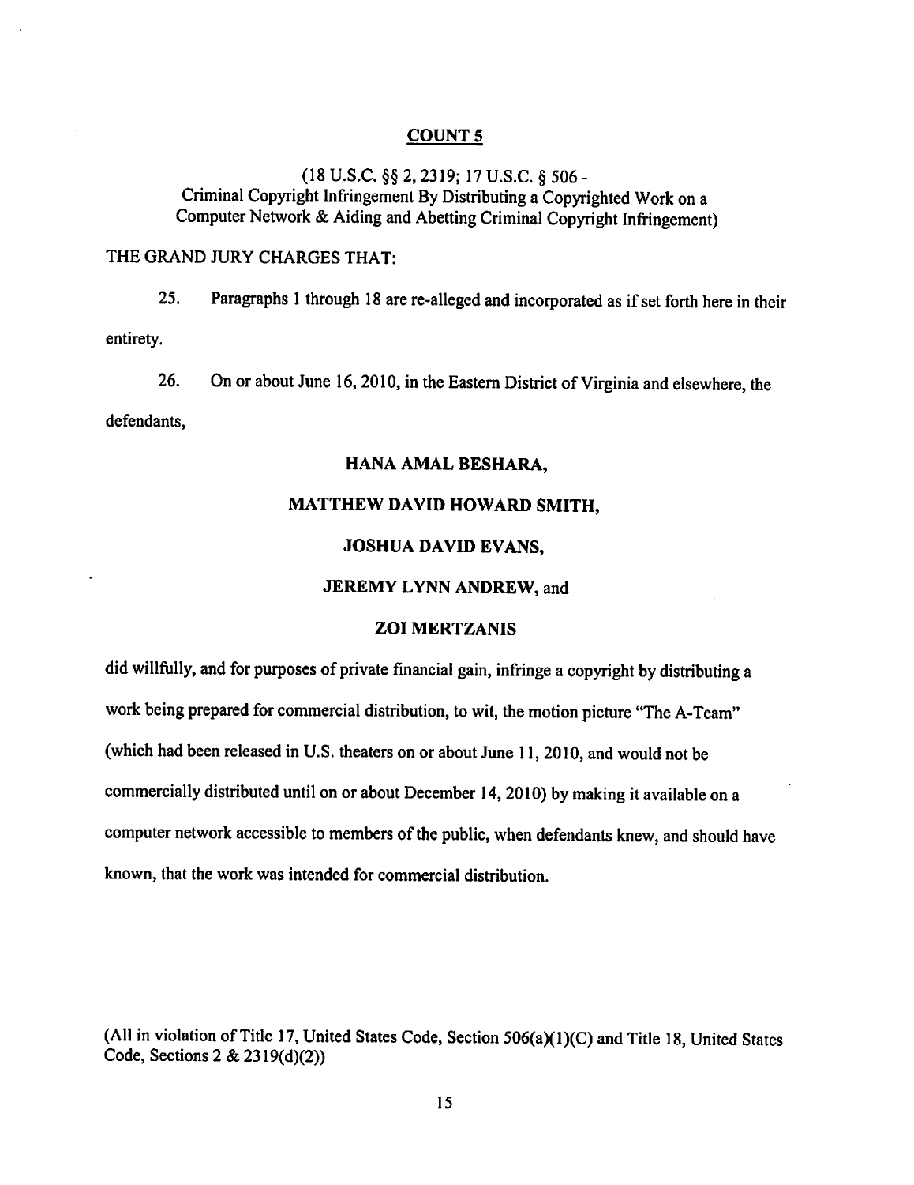## COUNT 5

(18 U.S.C. §§ 2, 2319; 17 U.S.C. § 506 -
Criminal Copyright Infringement By Distributing a Copyrighted Work on a Computer Network & Aiding and Abetting Criminal Copyright Infringement)

THE GRAND JURY CHARGES THAT:

25. Paragraphs 1 through 18 are re-alleged and incorporated as if set forth here in their entirety.

26. On or about June 16, 2010, in the Eastern District of Virginia and elsewhere, the defendants,

**HANA AMAL BESHARA,**

**MATTHEW DAVID HOWARD SMITH,**

**JOSHUA DAVID EVANS,**

**JEREMY LYNN ANDREW,** and

**ZOI MERTZANIS**

did willfully, and for purposes of private financial gain, infringe a copyright by distributing a work being prepared for commercial distribution, to wit, the motion picture "The A-Team" (which had been released in U.S. theaters on or about June 11, 2010, and would not be commercially distributed until on or about December 14, 2010) by making it available on a computer network accessible to members of the public, when defendants knew, and should have known, that the work was intended for commercial distribution.

(All in violation of Title 17, United States Code, Section 506(a)(1)(C) and Title 18, United States Code, Sections 2 & 2319(d)(2))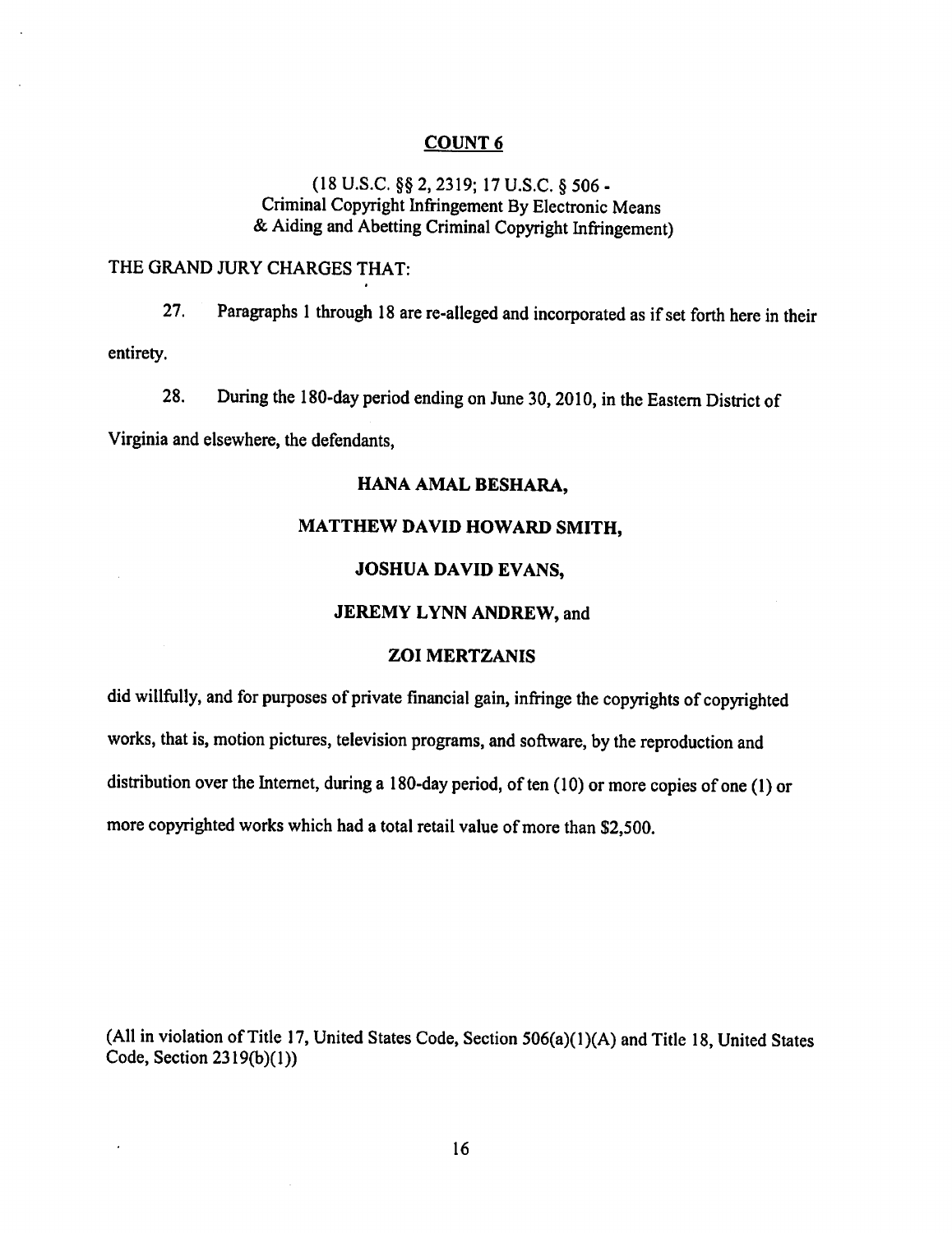## COUNT 6

(18 U.S.C. §§ 2, 2319; 17 U.S.C. § 506 -
Criminal Copyright Infringement By Electronic Means
& Aiding and Abetting Criminal Copyright Infringement)

THE GRAND JURY CHARGES THAT:

27. Paragraphs 1 through 18 are re-alleged and incorporated as if set forth here in their entirety.

28. During the 180-day period ending on June 30, 2010, in the Eastern District of Virginia and elsewhere, the defendants,

**HANA AMAL BESHARA,**

**MATTHEW DAVID HOWARD SMITH,**

**JOSHUA DAVID EVANS,**

**JEREMY LYNN ANDREW,** and

**ZOI MERTZANIS**

did willfully, and for purposes of private financial gain, infringe the copyrights of copyrighted works, that is, motion pictures, television programs, and software, by the reproduction and distribution over the Internet, during a 180-day period, of ten (10) or more copies of one (1) or more copyrighted works which had a total retail value of more than $2,500.

(All in violation of Title 17, United States Code, Section 506(a)(1)(A) and Title 18, United States Code, Section 2319(b)(1))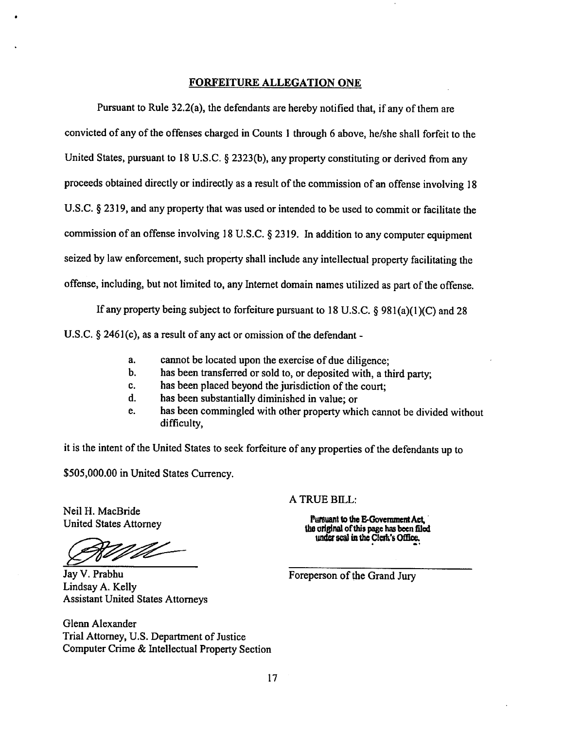## FORFEITURE ALLEGATION ONE

Pursuant to Rule 32.2(a), the defendants are hereby notified that, if any of them are convicted of any of the offenses charged in Counts 1 through 6 above, he/she shall forfeit to the United States, pursuant to 18 U.S.C. § 2323(b), any property constituting or derived from any proceeds obtained directly or indirectly as a result of the commission of an offense involving 18 U.S.C. § 2319, and any property that was used or intended to be used to commit or facilitate the commission of an offense involving 18 U.S.C. § 2319. In addition to any computer equipment seized by law enforcement, such property shall include any intellectual property facilitating the offense, including, but not limited to, any Internet domain names utilized as part of the offense.

If any property being subject to forfeiture pursuant to 18 U.S.C. § 981(a)(1)(C) and 28 U.S.C. § 2461(c), as a result of any act or omission of the defendant -

a. cannot be located upon the exercise of due diligence;
b. has been transferred or sold to, or deposited with, a third party;
c. has been placed beyond the jurisdiction of the court;
d. has been substantially diminished in value; or
e. has been commingled with other property which cannot be divided without difficulty,

it is the intent of the United States to seek forfeiture of any properties of the defendants up to $505,000.00 in United States Currency.

A TRUE BILL:

Pursuant to the E-Government Act, the original of this page has been filed under seal in the Clerk's Office.

Foreperson of the Grand Jury

Neil H. MacBride
United States Attorney

Jay V. Prabhu
Lindsay A. Kelly
Assistant United States Attorneys

Glenn Alexander
Trial Attorney, U.S. Department of Justice
Computer Crime & Intellectual Property Section